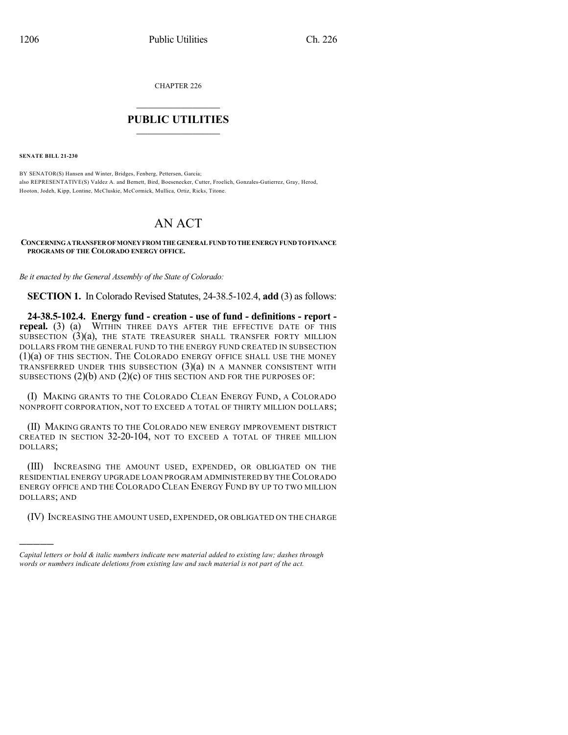CHAPTER 226

# PUBLIC UTILITIES

**SENATE BILL 21-230**

BY SENATOR(S) Hansen and Winter, Bridges, Fenberg, Pettersen, Garcia;
also REPRESENTATIVE(S) Valdez A. and Bernett, Bird, Boesenecker, Cutter, Froelich, Gonzales-Gutierrez, Gray, Herod, Hooton, Jodeh, Kipp, Lontine, McCluskie, McCormick, Mullica, Ortiz, Ricks, Titone.

# AN ACT

**CONCERNING A TRANSFER OF MONEY FROM THE GENERAL FUND TO THE ENERGY FUND TO FINANCE PROGRAMS OF THE COLORADO ENERGY OFFICE.**

*Be it enacted by the General Assembly of the State of Colorado:*

**SECTION 1.** In Colorado Revised Statutes, 24-38.5-102.4, **add** (3) as follows:

**24-38.5-102.4. Energy fund - creation - use of fund - definitions - report - repeal.** (3) (a) WITHIN THREE DAYS AFTER THE EFFECTIVE DATE OF THIS SUBSECTION (3)(a), THE STATE TREASURER SHALL TRANSFER FORTY MILLION DOLLARS FROM THE GENERAL FUND TO THE ENERGY FUND CREATED IN SUBSECTION (1)(a) OF THIS SECTION. THE COLORADO ENERGY OFFICE SHALL USE THE MONEY TRANSFERRED UNDER THIS SUBSECTION (3)(a) IN A MANNER CONSISTENT WITH SUBSECTIONS (2)(b) AND (2)(c) OF THIS SECTION AND FOR THE PURPOSES OF:

(I) MAKING GRANTS TO THE COLORADO CLEAN ENERGY FUND, A COLORADO NONPROFIT CORPORATION, NOT TO EXCEED A TOTAL OF THIRTY MILLION DOLLARS;

(II) MAKING GRANTS TO THE COLORADO NEW ENERGY IMPROVEMENT DISTRICT CREATED IN SECTION 32-20-104, NOT TO EXCEED A TOTAL OF THREE MILLION DOLLARS;

(III) INCREASING THE AMOUNT USED, EXPENDED, OR OBLIGATED ON THE RESIDENTIAL ENERGY UPGRADE LOAN PROGRAM ADMINISTERED BY THE COLORADO ENERGY OFFICE AND THE COLORADO CLEAN ENERGY FUND BY UP TO TWO MILLION DOLLARS; AND

(IV) INCREASING THE AMOUNT USED, EXPENDED, OR OBLIGATED ON THE CHARGE

---

*Capital letters or bold & italic numbers indicate new material added to existing law; dashes through words or numbers indicate deletions from existing law and such material is not part of the act.*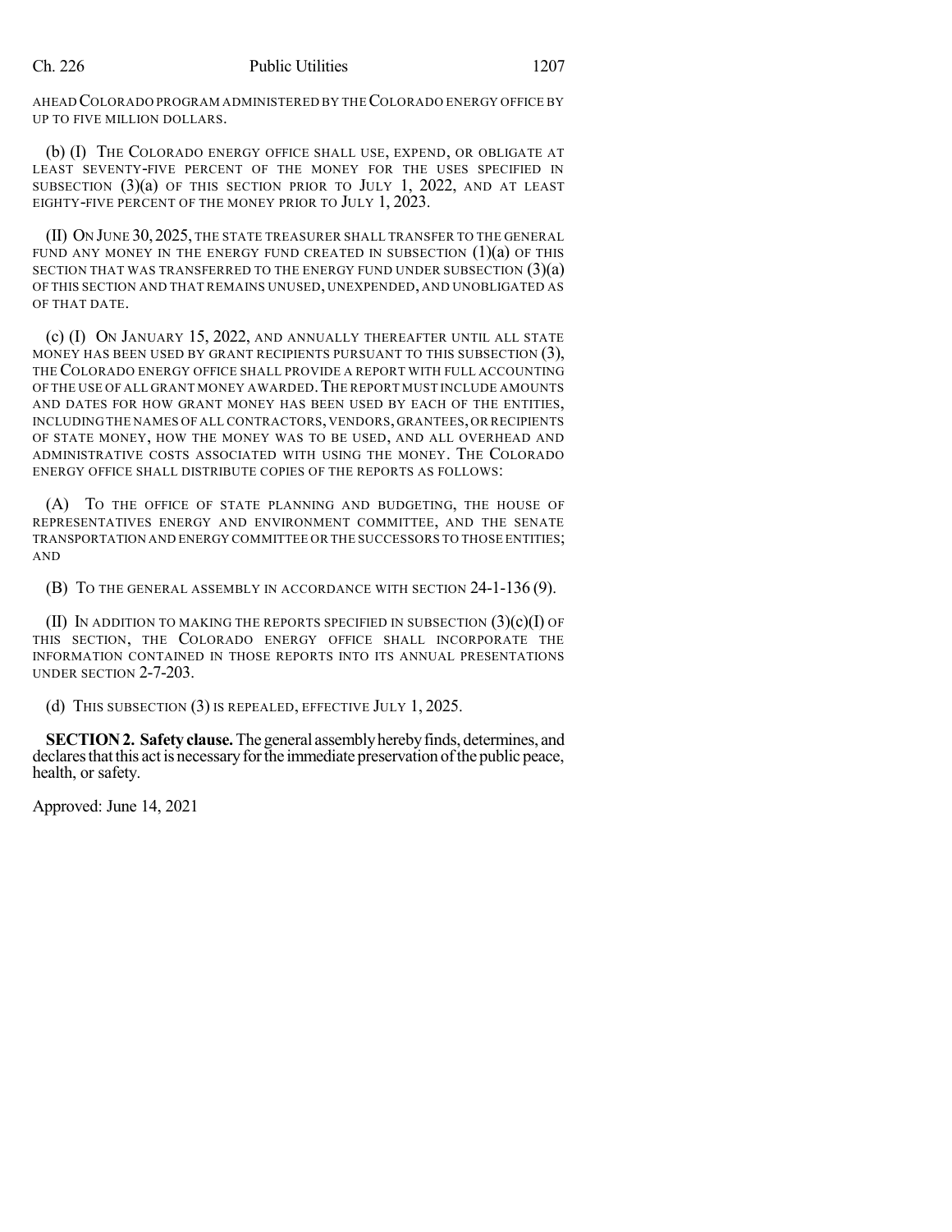AHEAD COLORADO PROGRAM ADMINISTERED BY THE COLORADO ENERGY OFFICE BY UP TO FIVE MILLION DOLLARS.

(b) (I) THE COLORADO ENERGY OFFICE SHALL USE, EXPEND, OR OBLIGATE AT LEAST SEVENTY-FIVE PERCENT OF THE MONEY FOR THE USES SPECIFIED IN SUBSECTION (3)(a) OF THIS SECTION PRIOR TO JULY 1, 2022, AND AT LEAST EIGHTY-FIVE PERCENT OF THE MONEY PRIOR TO JULY 1, 2023.

(II) ON JUNE 30, 2025, THE STATE TREASURER SHALL TRANSFER TO THE GENERAL FUND ANY MONEY IN THE ENERGY FUND CREATED IN SUBSECTION (1)(a) OF THIS SECTION THAT WAS TRANSFERRED TO THE ENERGY FUND UNDER SUBSECTION (3)(a) OF THIS SECTION AND THAT REMAINS UNUSED, UNEXPENDED, AND UNOBLIGATED AS OF THAT DATE.

(c) (I) ON JANUARY 15, 2022, AND ANNUALLY THEREAFTER UNTIL ALL STATE MONEY HAS BEEN USED BY GRANT RECIPIENTS PURSUANT TO THIS SUBSECTION (3), THE COLORADO ENERGY OFFICE SHALL PROVIDE A REPORT WITH FULL ACCOUNTING OF THE USE OF ALL GRANT MONEY AWARDED. THE REPORT MUST INCLUDE AMOUNTS AND DATES FOR HOW GRANT MONEY HAS BEEN USED BY EACH OF THE ENTITIES, INCLUDING THE NAMES OF ALL CONTRACTORS, VENDORS, GRANTEES, OR RECIPIENTS OF STATE MONEY, HOW THE MONEY WAS TO BE USED, AND ALL OVERHEAD AND ADMINISTRATIVE COSTS ASSOCIATED WITH USING THE MONEY. THE COLORADO ENERGY OFFICE SHALL DISTRIBUTE COPIES OF THE REPORTS AS FOLLOWS:

(A) TO THE OFFICE OF STATE PLANNING AND BUDGETING, THE HOUSE OF REPRESENTATIVES ENERGY AND ENVIRONMENT COMMITTEE, AND THE SENATE TRANSPORTATION AND ENERGY COMMITTEE OR THE SUCCESSORS TO THOSE ENTITIES; AND

(B) TO THE GENERAL ASSEMBLY IN ACCORDANCE WITH SECTION 24-1-136 (9).

(II) IN ADDITION TO MAKING THE REPORTS SPECIFIED IN SUBSECTION (3)(c)(I) OF THIS SECTION, THE COLORADO ENERGY OFFICE SHALL INCORPORATE THE INFORMATION CONTAINED IN THOSE REPORTS INTO ITS ANNUAL PRESENTATIONS UNDER SECTION 2-7-203.

(d) THIS SUBSECTION (3) IS REPEALED, EFFECTIVE JULY 1, 2025.

**SECTION 2. Safety clause.** The general assembly hereby finds, determines, and declares that this act is necessary for the immediate preservation of the public peace, health, or safety.

Approved: June 14, 2021